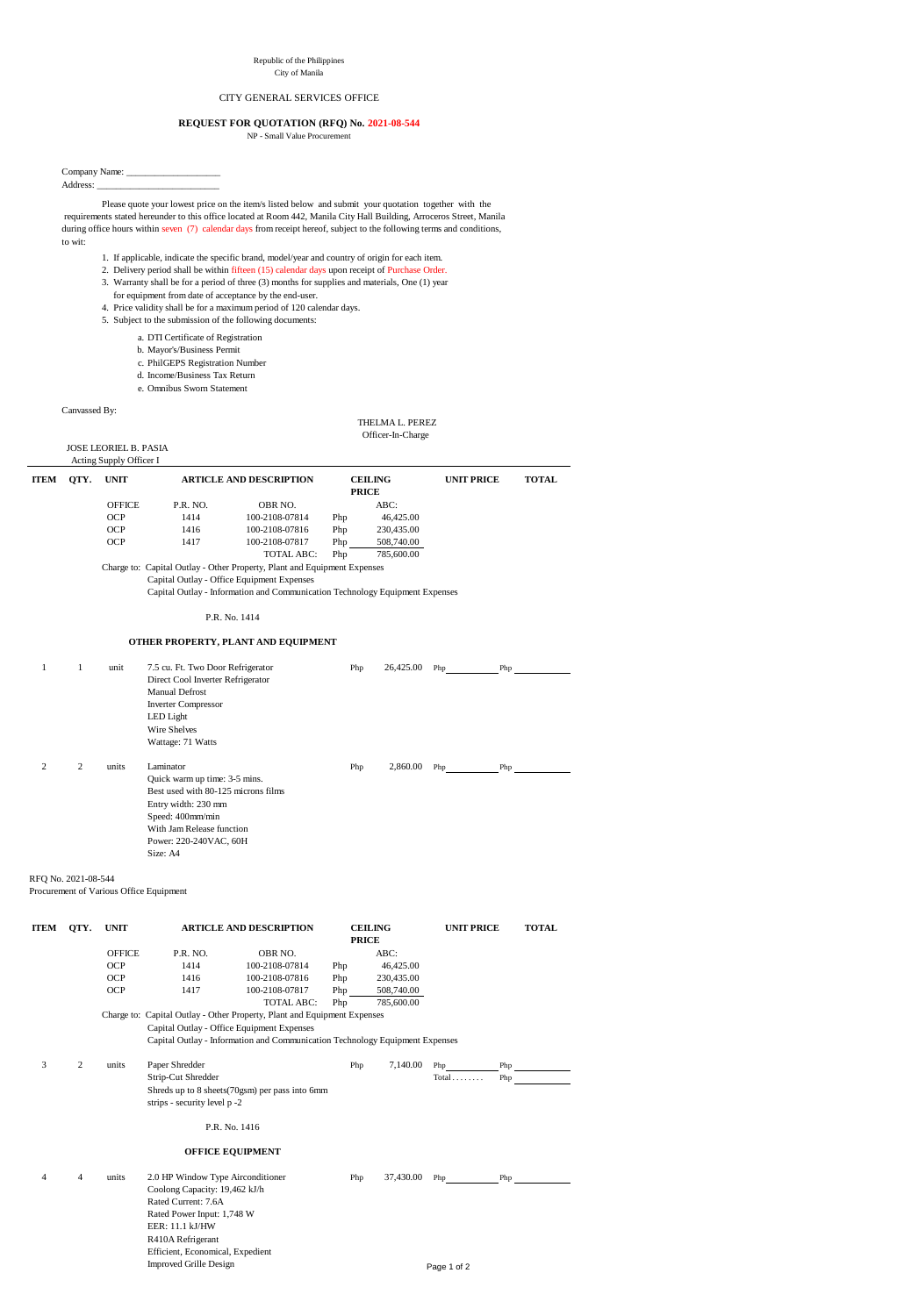Republic of the Philippines
City of Manila

CITY GENERAL SERVICES OFFICE

**REQUEST FOR QUOTATION (RFQ) No. 2021-08-544**

NP - Small Value Procurement

Company Name: ____________________
Address: __________________________

Please quote your lowest price on the item/s listed below and submit your quotation together with the requirements stated hereunder to this office located at Room 442, Manila City Hall Building, Arroceros Street, Manila during office hours within seven (7) calendar days from receipt hereof, subject to the following terms and conditions, to wit:

1. If applicable, indicate the specific brand, model/year and country of origin for each item.
2. Delivery period shall be within fifteen (15) calendar days upon receipt of Purchase Order.
3. Warranty shall be for a period of three (3) months for supplies and materials, One (1) year for equipment from date of acceptance by the end-user.
4. Price validity shall be for a maximum period of 120 calendar days.
5. Subject to the submission of the following documents:
   - a. DTI Certificate of Registration
   - b. Mayor's/Business Permit
   - c. PhilGEPS Registration Number
   - d. Income/Business Tax Return
   - e. Omnibus Sworn Statement

Canvassed By:

THELMA L. PEREZ
Officer-In-Charge

JOSE LEORIEL B. PASIA
Acting Supply Officer I

| ITEM | QTY. | UNIT | ARTICLE AND DESCRIPTION | CEILING PRICE | UNIT PRICE | TOTAL |
|---|---|---|---|---|---|---|

| OFFICE | P.R. NO. | OBR NO. | ABC: |
|---|---|---|---|
| OCP | 1414 | 100-2108-07814 | Php 46,425.00 |
| OCP | 1416 | 100-2108-07816 | Php 230,435.00 |
| OCP | 1417 | 100-2108-07817 | Php 508,740.00 |
| | | TOTAL ABC: | Php 785,600.00 |

Charge to: Capital Outlay - Other Property, Plant and Equipment Expenses
Capital Outlay - Office Equipment Expenses
Capital Outlay - Information and Communication Technology Equipment Expenses

P.R. No. 1414

**OTHER PROPERTY, PLANT AND EQUIPMENT**

| ITEM | QTY. | UNIT | ARTICLE AND DESCRIPTION | CEILING PRICE | UNIT PRICE | TOTAL |
|---|---|---|---|---|---|---|
| 1 | 1 | unit | 7.5 cu. Ft. Two Door Refrigerator<br>Direct Cool Inverter Refrigerator<br>Manual Defrost<br>Inverter Compressor<br>LED Light<br>Wire Shelves<br>Wattage: 71 Watts | Php 26,425.00 | Php ________ | Php ________ |
| 2 | 2 | units | Laminator<br>Quick warm up time: 3-5 mins.<br>Best used with 80-125 microns films<br>Entry width: 230 mm<br>Speed: 400mm/min<br>With Jam Release function<br>Power: 220-240VAC, 60H<br>Size: A4 | Php 2,860.00 | Php ________ | Php ________ |

RFQ No. 2021-08-544
Procurement of Various Office Equipment

| ITEM | QTY. | UNIT | ARTICLE AND DESCRIPTION | CEILING PRICE | UNIT PRICE | TOTAL |
|---|---|---|---|---|---|---|

| OFFICE | P.R. NO. | OBR NO. | ABC: |
|---|---|---|---|
| OCP | 1414 | 100-2108-07814 | Php 46,425.00 |
| OCP | 1416 | 100-2108-07816 | Php 230,435.00 |
| OCP | 1417 | 100-2108-07817 | Php 508,740.00 |
| | | TOTAL ABC: | Php 785,600.00 |

Charge to: Capital Outlay - Other Property, Plant and Equipment Expenses
Capital Outlay - Office Equipment Expenses
Capital Outlay - Information and Communication Technology Equipment Expenses

| ITEM | QTY. | UNIT | ARTICLE AND DESCRIPTION | CEILING PRICE | UNIT PRICE | TOTAL |
|---|---|---|---|---|---|---|
| 3 | 2 | units | Paper Shredder<br>Strip-Cut Shredder<br>Shreds up to 8 sheets(70gsm) per pass into 6mm strips - security level p -2 | Php 7,140.00 | Php ________<br>Total . . . . . . . . | Php ________<br>Php ________ |

P.R. No. 1416

**OFFICE EQUIPMENT**

| ITEM | QTY. | UNIT | ARTICLE AND DESCRIPTION | CEILING PRICE | UNIT PRICE | TOTAL |
|---|---|---|---|---|---|---|
| 4 | 4 | units | 2.0 HP Window Type Airconditioner<br>Coolong Capacity: 19,462 kJ/h<br>Rated Current: 7.6A<br>Rated Power Input: 1,748 W<br>EER: 11.1 kJ/HW<br>R410A Refrigerant<br>Efficient, Economical, Expedient<br>Improved Grille Design | Php 37,430.00 | Php ________ | Php ________ |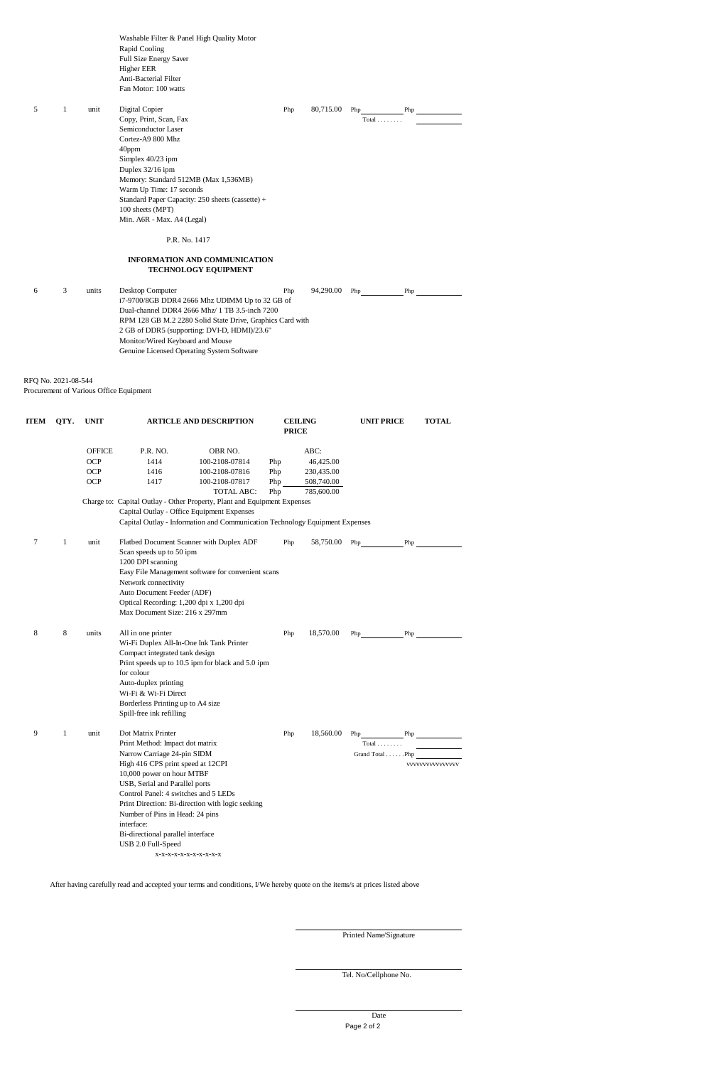| | | | | | | | |
|---|---|---|---|---|---|---|---|
| | | | Washable Filter & Panel High Quality Motor<br>Rapid Cooling<br>Full Size Energy Saver<br>Higher EER<br>Anti-Bacterial Filter<br>Fan Motor: 100 watts | | | | |
| 5 | 1 | unit | Digital Copier<br>Copy, Print, Scan, Fax<br>Semiconductor Laser<br>Cortez-A9 800 Mhz<br>40ppm<br>Simplex 40/23 ipm<br>Duplex 32/16 ipm<br>Memory: Standard 512MB (Max 1,536MB)<br>Warm Up Time: 17 seconds<br>Standard Paper Capacity: 250 sheets (cassette) + 100 sheets (MPT)<br>Min. A6R - Max. A4 (Legal) | Php | 80,715.00 | Php ________ | Php ________ |
| | | | | | | Total . . . . . . . . | ________ |
| | | | P.R. No. 1417 | | | | |
| | | | **INFORMATION AND COMMUNICATION TECHNOLOGY EQUIPMENT** | | | | |
| 6 | 3 | units | Desktop Computer<br>i7-9700/8GB DDR4 2666 Mhz UDIMM Up to 32 GB of Dual-channel DDR4 2666 Mhz/ 1 TB 3.5-inch 7200 RPM 128 GB M.2 2280 Solid State Drive, Graphics Card with 2 GB of DDR5 (supporting: DVI-D, HDMI)/23.6" Monitor/Wired Keyboard and Mouse<br>Genuine Licensed Operating System Software | Php | 94,290.00 | Php ________ | Php ________ |

RFQ No. 2021-08-544
Procurement of Various Office Equipment

| ITEM | QTY. | UNIT | ARTICLE AND DESCRIPTION | | CEILING PRICE | UNIT PRICE | TOTAL |
|---|---|---|---|---|---|---|---|
| | | OFFICE | P.R. NO. / OBR NO. | | ABC: | | |
| | | OCP | 1414 / 100-2108-07814 | Php | 46,425.00 | | |
| | | OCP | 1416 / 100-2108-07816 | Php | 230,435.00 | | |
| | | OCP | 1417 / 100-2108-07817 | Php | 508,740.00 | | |
| | | | TOTAL ABC: | Php | 785,600.00 | | |
| | | | Charge to: Capital Outlay - Other Property, Plant and Equipment Expenses<br>Capital Outlay - Office Equipment Expenses<br>Capital Outlay - Information and Communication Technology Equipment Expenses | | | | |
| 7 | 1 | unit | Flatbed Document Scanner with Duplex ADF<br>Scan speeds up to 50 ipm<br>1200 DPI scanning<br>Easy File Management software for convenient scans<br>Network connectivity<br>Auto Document Feeder (ADF)<br>Optical Recording: 1,200 dpi x 1,200 dpi<br>Max Document Size: 216 x 297mm | Php | 58,750.00 | Php ________ | Php ________ |
| 8 | 8 | units | All in one printer<br>Wi-Fi Duplex All-In-One Ink Tank Printer<br>Compact integrated tank design<br>Print speeds up to 10.5 ipm for black and 5.0 ipm for colour<br>Auto-duplex printing<br>Wi-Fi & Wi-Fi Direct<br>Borderless Printing up to A4 size<br>Spill-free ink refilling | Php | 18,570.00 | Php ________ | Php ________ |
| 9 | 1 | unit | Dot Matrix Printer<br>Print Method: Impact dot matrix<br>Narrow Carriage 24-pin SIDM<br>High 416 CPS print speed at 12CPI<br>10,000 power on hour MTBF<br>USB, Serial and Parallel ports<br>Control Panel: 4 switches and 5 LEDs<br>Print Direction: Bi-direction with logic seeking<br>Number of Pins in Head: 24 pins<br>interface:<br>Bi-directional parallel interface<br>USB 2.0 Full-Speed | Php | 18,560.00 | Php ________ | Php ________ |
| | | | | | | Total . . . . . . . . | ________ |
| | | | | | | Grand Total . . . . . . Php | ________ |
| | | | | | | | vvvvvvvvvvvvvvv |

x-x-x-x-x-x-x-x-x-x

After having carefully read and accepted your terms and conditions, I/We hereby quote on the items/s at prices listed above

______________________________
Printed Name/Signature

______________________________
Tel. No/Cellphone No.

______________________________
Date